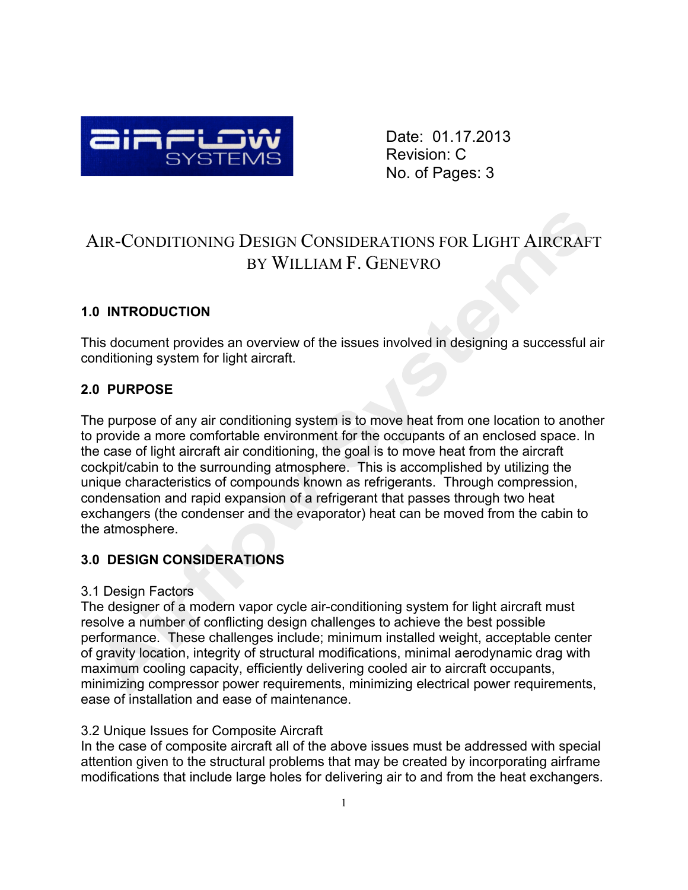Date: 01.17.2013
Revision: C
No. of Pages: 3

# AIR-CONDITIONING DESIGN CONSIDERATIONS FOR LIGHT AIRCRAFT BY WILLIAM F. GENEVRO

## 1.0 INTRODUCTION

This document provides an overview of the issues involved in designing a successful air conditioning system for light aircraft.

## 2.0 PURPOSE

The purpose of any air conditioning system is to move heat from one location to another to provide a more comfortable environment for the occupants of an enclosed space. In the case of light aircraft air conditioning, the goal is to move heat from the aircraft cockpit/cabin to the surrounding atmosphere. This is accomplished by utilizing the unique characteristics of compounds known as refrigerants. Through compression, condensation and rapid expansion of a refrigerant that passes through two heat exchangers (the condenser and the evaporator) heat can be moved from the cabin to the atmosphere.

## 3.0 DESIGN CONSIDERATIONS

### 3.1 Design Factors

The designer of a modern vapor cycle air-conditioning system for light aircraft must resolve a number of conflicting design challenges to achieve the best possible performance. These challenges include; minimum installed weight, acceptable center of gravity location, integrity of structural modifications, minimal aerodynamic drag with maximum cooling capacity, efficiently delivering cooled air to aircraft occupants, minimizing compressor power requirements, minimizing electrical power requirements, ease of installation and ease of maintenance.

### 3.2 Unique Issues for Composite Aircraft

In the case of composite aircraft all of the above issues must be addressed with special attention given to the structural problems that may be created by incorporating airframe modifications that include large holes for delivering air to and from the heat exchangers.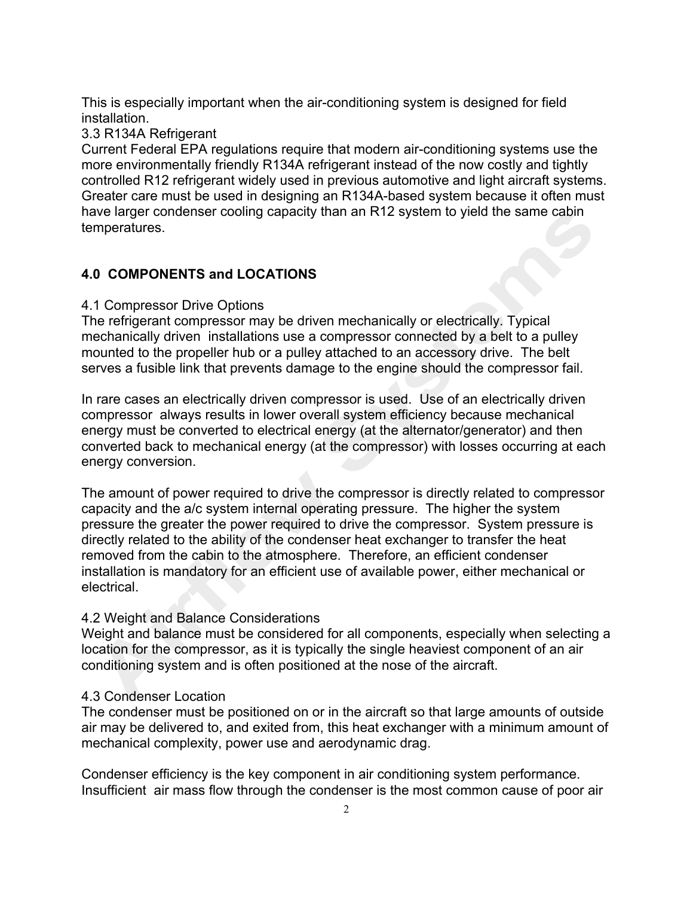This is especially important when the air-conditioning system is designed for field installation.

### 3.3 R134A Refrigerant

Current Federal EPA regulations require that modern air-conditioning systems use the more environmentally friendly R134A refrigerant instead of the now costly and tightly controlled R12 refrigerant widely used in previous automotive and light aircraft systems. Greater care must be used in designing an R134A-based system because it often must have larger condenser cooling capacity than an R12 system to yield the same cabin temperatures.

## 4.0 COMPONENTS and LOCATIONS

### 4.1 Compressor Drive Options

The refrigerant compressor may be driven mechanically or electrically. Typical mechanically driven installations use a compressor connected by a belt to a pulley mounted to the propeller hub or a pulley attached to an accessory drive. The belt serves a fusible link that prevents damage to the engine should the compressor fail.

In rare cases an electrically driven compressor is used. Use of an electrically driven compressor always results in lower overall system efficiency because mechanical energy must be converted to electrical energy (at the alternator/generator) and then converted back to mechanical energy (at the compressor) with losses occurring at each energy conversion.

The amount of power required to drive the compressor is directly related to compressor capacity and the a/c system internal operating pressure. The higher the system pressure the greater the power required to drive the compressor. System pressure is directly related to the ability of the condenser heat exchanger to transfer the heat removed from the cabin to the atmosphere. Therefore, an efficient condenser installation is mandatory for an efficient use of available power, either mechanical or electrical.

### 4.2 Weight and Balance Considerations

Weight and balance must be considered for all components, especially when selecting a location for the compressor, as it is typically the single heaviest component of an air conditioning system and is often positioned at the nose of the aircraft.

### 4.3 Condenser Location

The condenser must be positioned on or in the aircraft so that large amounts of outside air may be delivered to, and exited from, this heat exchanger with a minimum amount of mechanical complexity, power use and aerodynamic drag.

Condenser efficiency is the key component in air conditioning system performance. Insufficient air mass flow through the condenser is the most common cause of poor air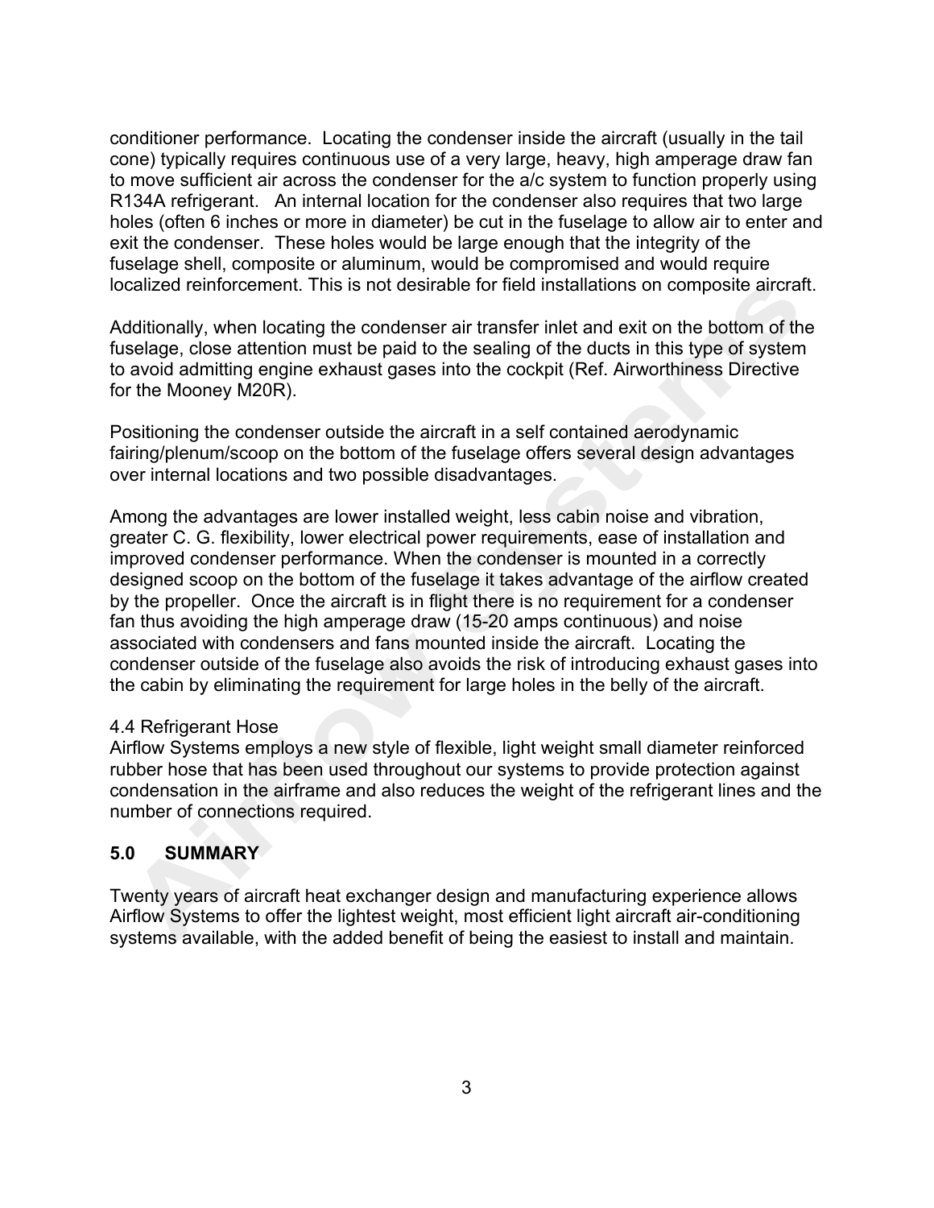conditioner performance. Locating the condenser inside the aircraft (usually in the tail cone) typically requires continuous use of a very large, heavy, high amperage draw fan to move sufficient air across the condenser for the a/c system to function properly using R134A refrigerant. An internal location for the condenser also requires that two large holes (often 6 inches or more in diameter) be cut in the fuselage to allow air to enter and exit the condenser. These holes would be large enough that the integrity of the fuselage shell, composite or aluminum, would be compromised and would require localized reinforcement. This is not desirable for field installations on composite aircraft.

Additionally, when locating the condenser air transfer inlet and exit on the bottom of the fuselage, close attention must be paid to the sealing of the ducts in this type of system to avoid admitting engine exhaust gases into the cockpit (Ref. Airworthiness Directive for the Mooney M20R).

Positioning the condenser outside the aircraft in a self contained aerodynamic fairing/plenum/scoop on the bottom of the fuselage offers several design advantages over internal locations and two possible disadvantages.

Among the advantages are lower installed weight, less cabin noise and vibration, greater C. G. flexibility, lower electrical power requirements, ease of installation and improved condenser performance. When the condenser is mounted in a correctly designed scoop on the bottom of the fuselage it takes advantage of the airflow created by the propeller. Once the aircraft is in flight there is no requirement for a condenser fan thus avoiding the high amperage draw (15-20 amps continuous) and noise associated with condensers and fans mounted inside the aircraft. Locating the condenser outside of the fuselage also avoids the risk of introducing exhaust gases into the cabin by eliminating the requirement for large holes in the belly of the aircraft.

4.4 Refrigerant Hose

Airflow Systems employs a new style of flexible, light weight small diameter reinforced rubber hose that has been used throughout our systems to provide protection against condensation in the airframe and also reduces the weight of the refrigerant lines and the number of connections required.

## 5.0 SUMMARY

Twenty years of aircraft heat exchanger design and manufacturing experience allows Airflow Systems to offer the lightest weight, most efficient light aircraft air-conditioning systems available, with the added benefit of being the easiest to install and maintain.